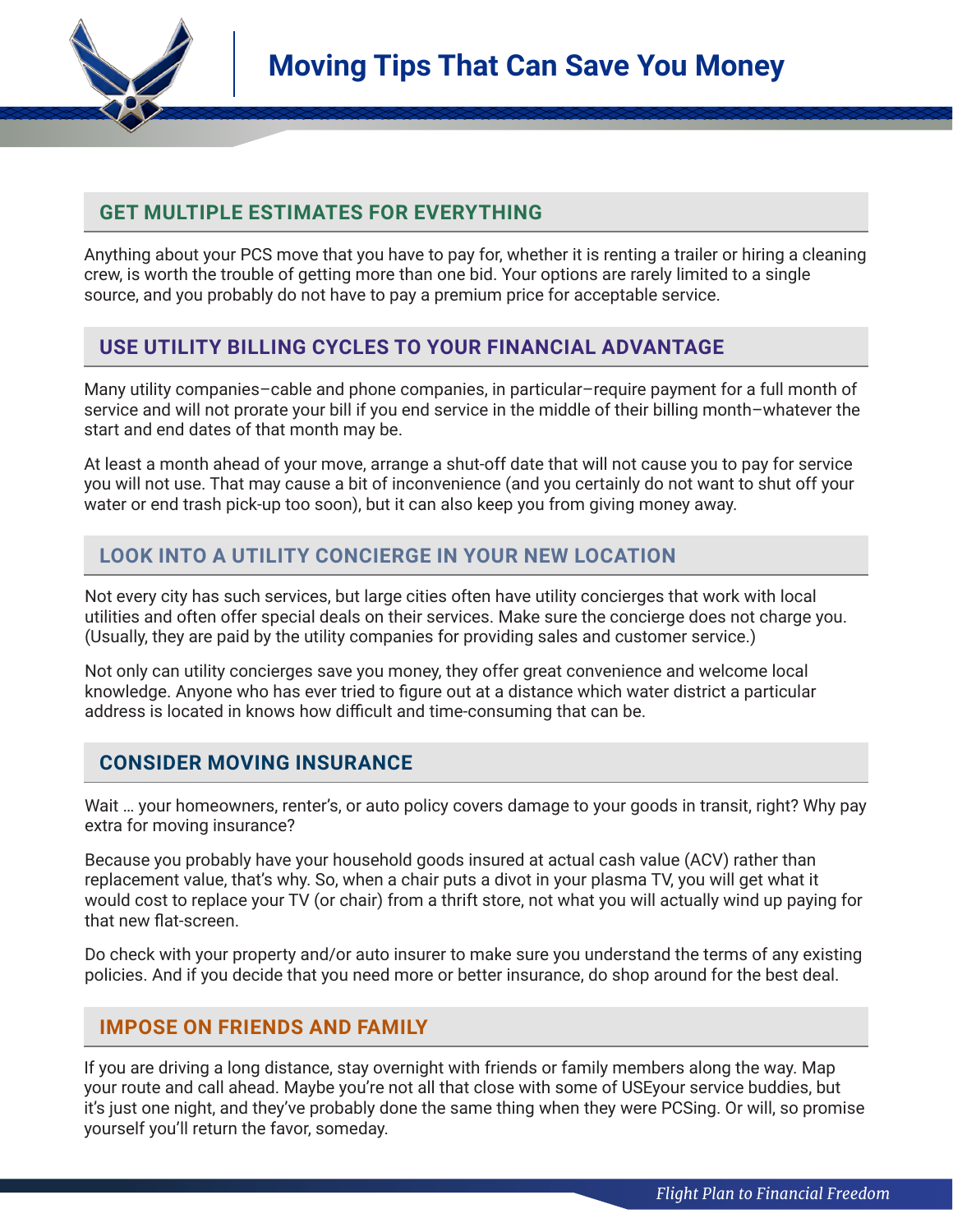# Moving Tips That Can Save You Money

## GET MULTIPLE ESTIMATES FOR EVERYTHING

Anything about your PCS move that you have to pay for, whether it is renting a trailer or hiring a cleaning crew, is worth the trouble of getting more than one bid. Your options are rarely limited to a single source, and you probably do not have to pay a premium price for acceptable service.

## USE UTILITY BILLING CYCLES TO YOUR FINANCIAL ADVANTAGE

Many utility companies–cable and phone companies, in particular–require payment for a full month of service and will not prorate your bill if you end service in the middle of their billing month–whatever the start and end dates of that month may be.

At least a month ahead of your move, arrange a shut-off date that will not cause you to pay for service you will not use. That may cause a bit of inconvenience (and you certainly do not want to shut off your water or end trash pick-up too soon), but it can also keep you from giving money away.

## LOOK INTO A UTILITY CONCIERGE IN YOUR NEW LOCATION

Not every city has such services, but large cities often have utility concierges that work with local utilities and often offer special deals on their services. Make sure the concierge does not charge you. (Usually, they are paid by the utility companies for providing sales and customer service.)

Not only can utility concierges save you money, they offer great convenience and welcome local knowledge. Anyone who has ever tried to figure out at a distance which water district a particular address is located in knows how difficult and time-consuming that can be.

## CONSIDER MOVING INSURANCE

Wait … your homeowners, renter's, or auto policy covers damage to your goods in transit, right? Why pay extra for moving insurance?

Because you probably have your household goods insured at actual cash value (ACV) rather than replacement value, that's why. So, when a chair puts a divot in your plasma TV, you will get what it would cost to replace your TV (or chair) from a thrift store, not what you will actually wind up paying for that new flat-screen.

Do check with your property and/or auto insurer to make sure you understand the terms of any existing policies. And if you decide that you need more or better insurance, do shop around for the best deal.

## IMPOSE ON FRIENDS AND FAMILY

If you are driving a long distance, stay overnight with friends or family members along the way. Map your route and call ahead. Maybe you're not all that close with some of USEyour service buddies, but it's just one night, and they've probably done the same thing when they were PCSing. Or will, so promise yourself you'll return the favor, someday.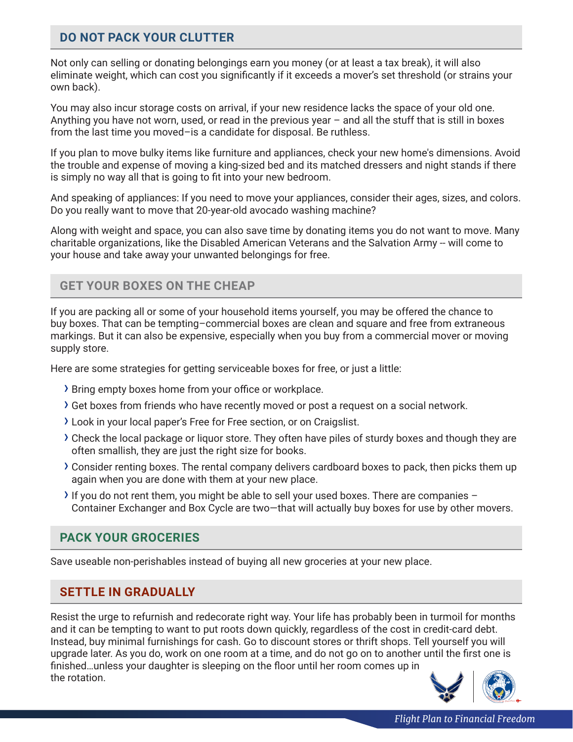## DO NOT PACK YOUR CLUTTER

Not only can selling or donating belongings earn you money (or at least a tax break), it will also eliminate weight, which can cost you significantly if it exceeds a mover's set threshold (or strains your own back).

You may also incur storage costs on arrival, if your new residence lacks the space of your old one. Anything you have not worn, used, or read in the previous year – and all the stuff that is still in boxes from the last time you moved–is a candidate for disposal. Be ruthless.

If you plan to move bulky items like furniture and appliances, check your new home's dimensions. Avoid the trouble and expense of moving a king-sized bed and its matched dressers and night stands if there is simply no way all that is going to fit into your new bedroom.

And speaking of appliances: If you need to move your appliances, consider their ages, sizes, and colors. Do you really want to move that 20-year-old avocado washing machine?

Along with weight and space, you can also save time by donating items you do not want to move. Many charitable organizations, like the Disabled American Veterans and the Salvation Army -- will come to your house and take away your unwanted belongings for free.

## GET YOUR BOXES ON THE CHEAP

If you are packing all or some of your household items yourself, you may be offered the chance to buy boxes. That can be tempting–commercial boxes are clean and square and free from extraneous markings. But it can also be expensive, especially when you buy from a commercial mover or moving supply store.

Here are some strategies for getting serviceable boxes for free, or just a little:

- Bring empty boxes home from your office or workplace.
- Get boxes from friends who have recently moved or post a request on a social network.
- Look in your local paper's Free for Free section, or on Craigslist.
- Check the local package or liquor store. They often have piles of sturdy boxes and though they are often smallish, they are just the right size for books.
- Consider renting boxes. The rental company delivers cardboard boxes to pack, then picks them up again when you are done with them at your new place.
- If you do not rent them, you might be able to sell your used boxes. There are companies – Container Exchanger and Box Cycle are two—that will actually buy boxes for use by other movers.

## PACK YOUR GROCERIES

Save useable non-perishables instead of buying all new groceries at your new place.

## SETTLE IN GRADUALLY

Resist the urge to refurnish and redecorate right way. Your life has probably been in turmoil for months and it can be tempting to want to put roots down quickly, regardless of the cost in credit-card debt. Instead, buy minimal furnishings for cash. Go to discount stores or thrift shops. Tell yourself you will upgrade later. As you do, work on one room at a time, and do not go on to another until the first one is finished…unless your daughter is sleeping on the floor until her room comes up in the rotation.